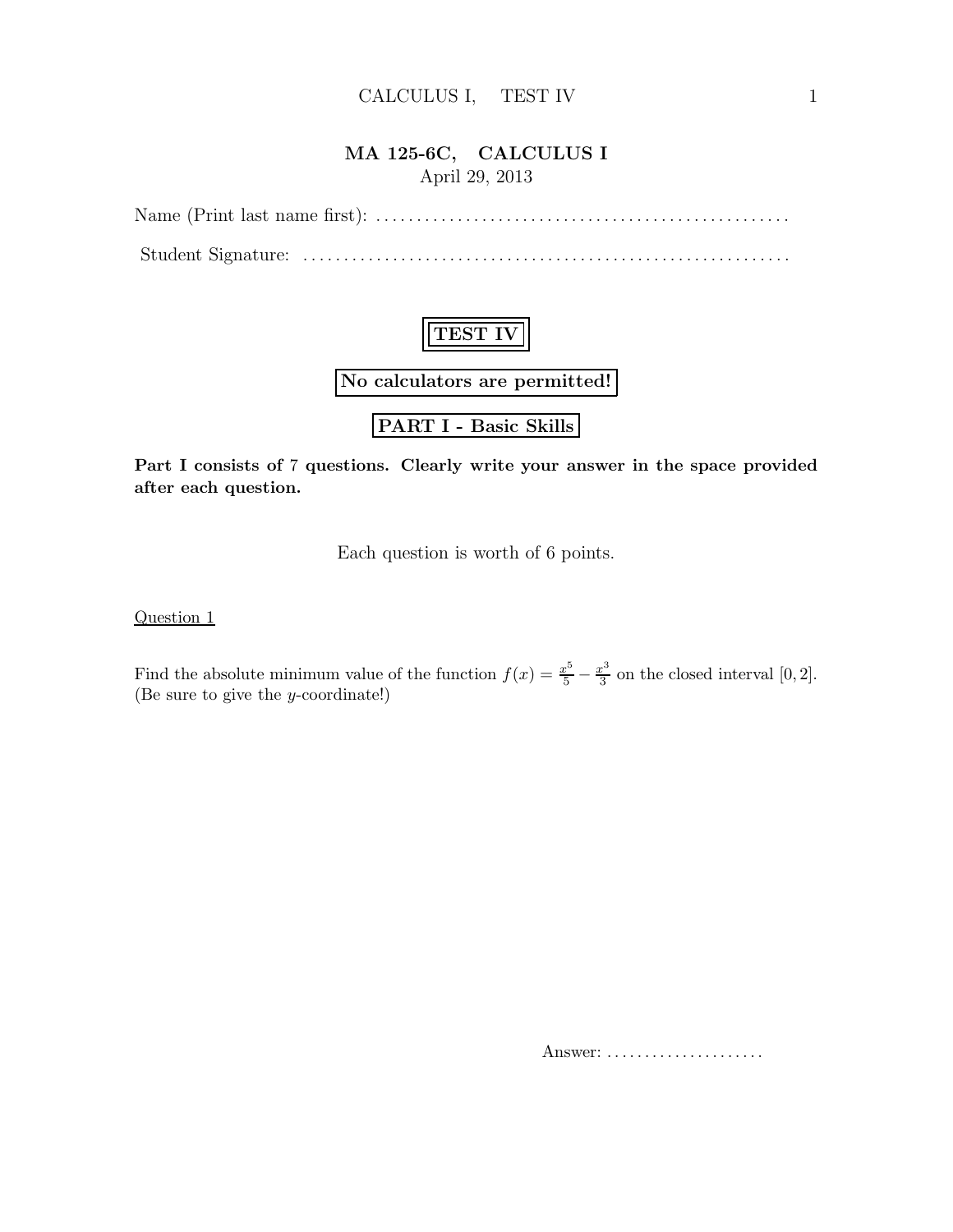## MA 125-6C, CALCULUS I

April 29, 2013

Name (Print last name first): ..................................................

Student Signature: ..........................................................

# TEST IV

**No calculators are permitted!**

## PART I - Basic Skills

**Part I consists of 7 questions. Clearly write your answer in the space provided after each question.**

Each question is worth of 6 points.

Question 1

Find the absolute minimum value of the function $f(x) = \frac{x^5}{5} - \frac{x^3}{3}$ on the closed interval $[0, 2]$. (Be sure to give the $y$-coordinate!)

Answer: .....................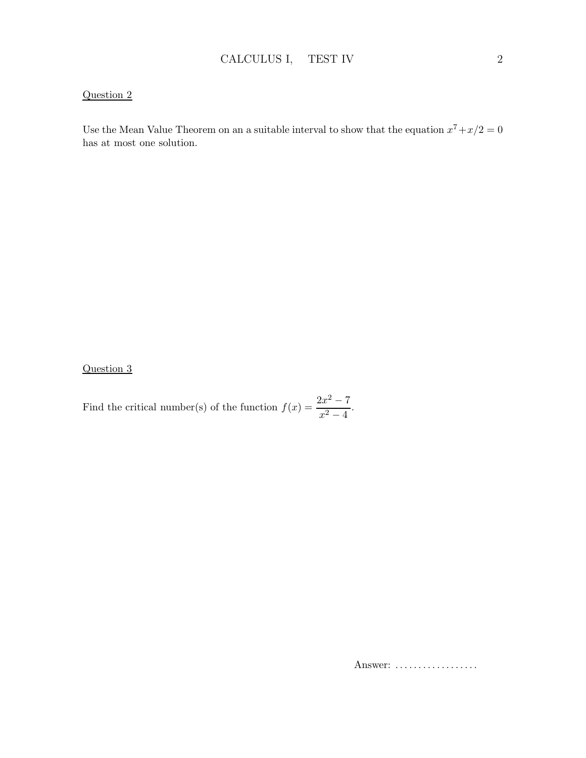Question 2

Use the Mean Value Theorem on an a suitable interval to show that the equation $x^7 + x/2 = 0$ has at most one solution.

Question 3

Find the critical number(s) of the function $f(x) = \dfrac{2x^2 - 7}{x^2 - 4}$.

Answer: ..................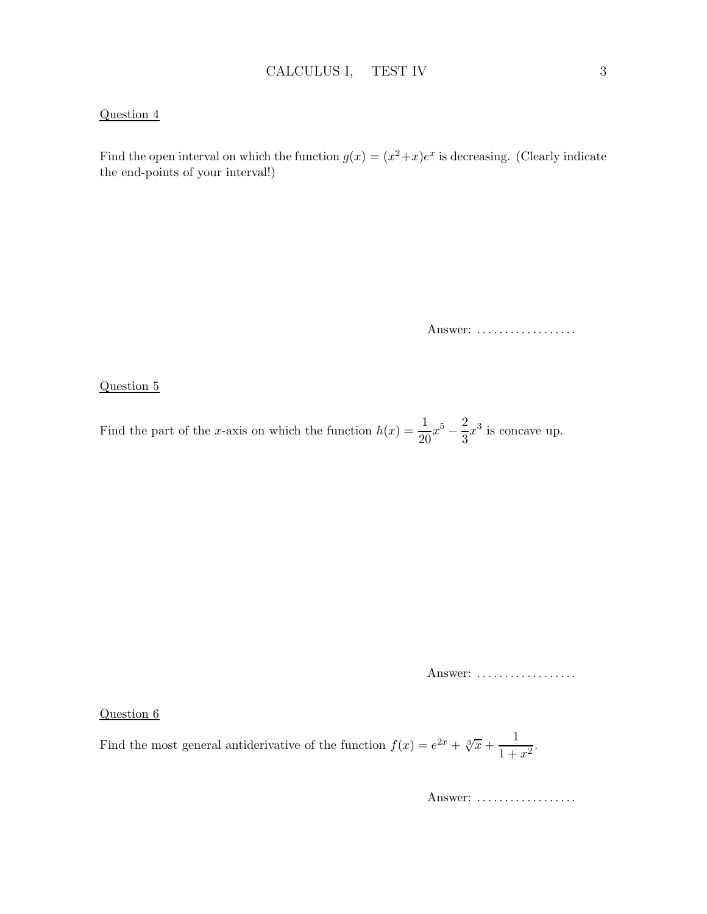Question 4

Find the open interval on which the function $g(x) = (x^2 + x)e^x$ is decreasing. (Clearly indicate the end-points of your interval!)

Answer: ..................

Question 5

Find the part of the $x$-axis on which the function $h(x) = \frac{1}{20}x^5 - \frac{2}{3}x^3$ is concave up.

Answer: ..................

Question 6

Find the most general antiderivative of the function $f(x) = e^{2x} + \sqrt[3]{x} + \frac{1}{1 + x^2}$.

Answer: ..................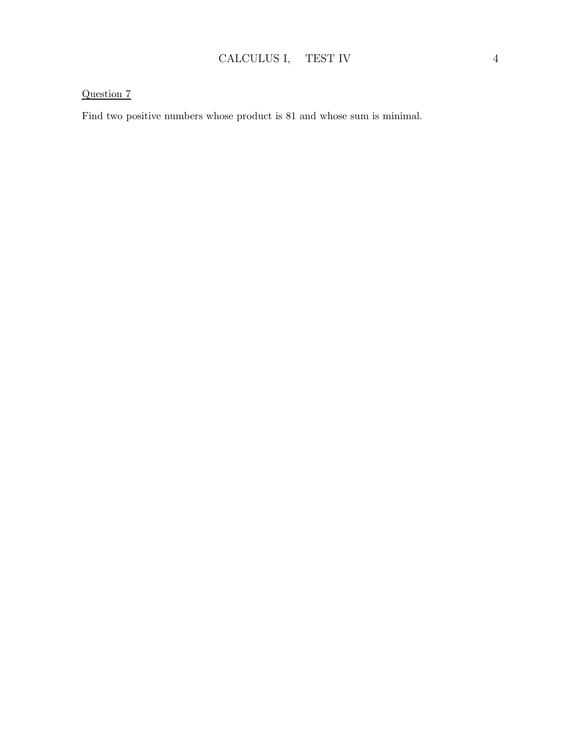Question 7

Find two positive numbers whose product is 81 and whose sum is minimal.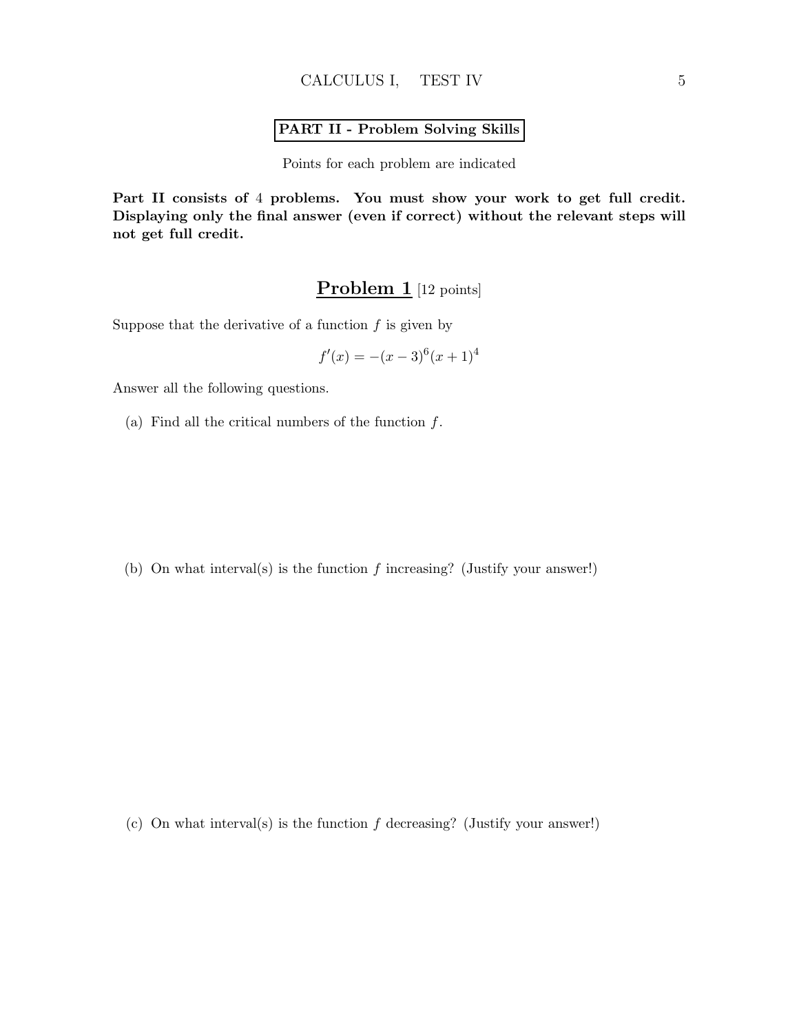**PART II - Problem Solving Skills**

Points for each problem are indicated

**Part II consists of 4 problems. You must show your work to get full credit. Displaying only the final answer (even if correct) without the relevant steps will not get full credit.**

## Problem 1 [12 points]

Suppose that the derivative of a function $f$ is given by

$$f'(x) = -(x-3)^6(x+1)^4$$

Answer all the following questions.

(a) Find all the critical numbers of the function $f$.

(b) On what interval(s) is the function $f$ increasing? (Justify your answer!)

(c) On what interval(s) is the function $f$ decreasing? (Justify your answer!)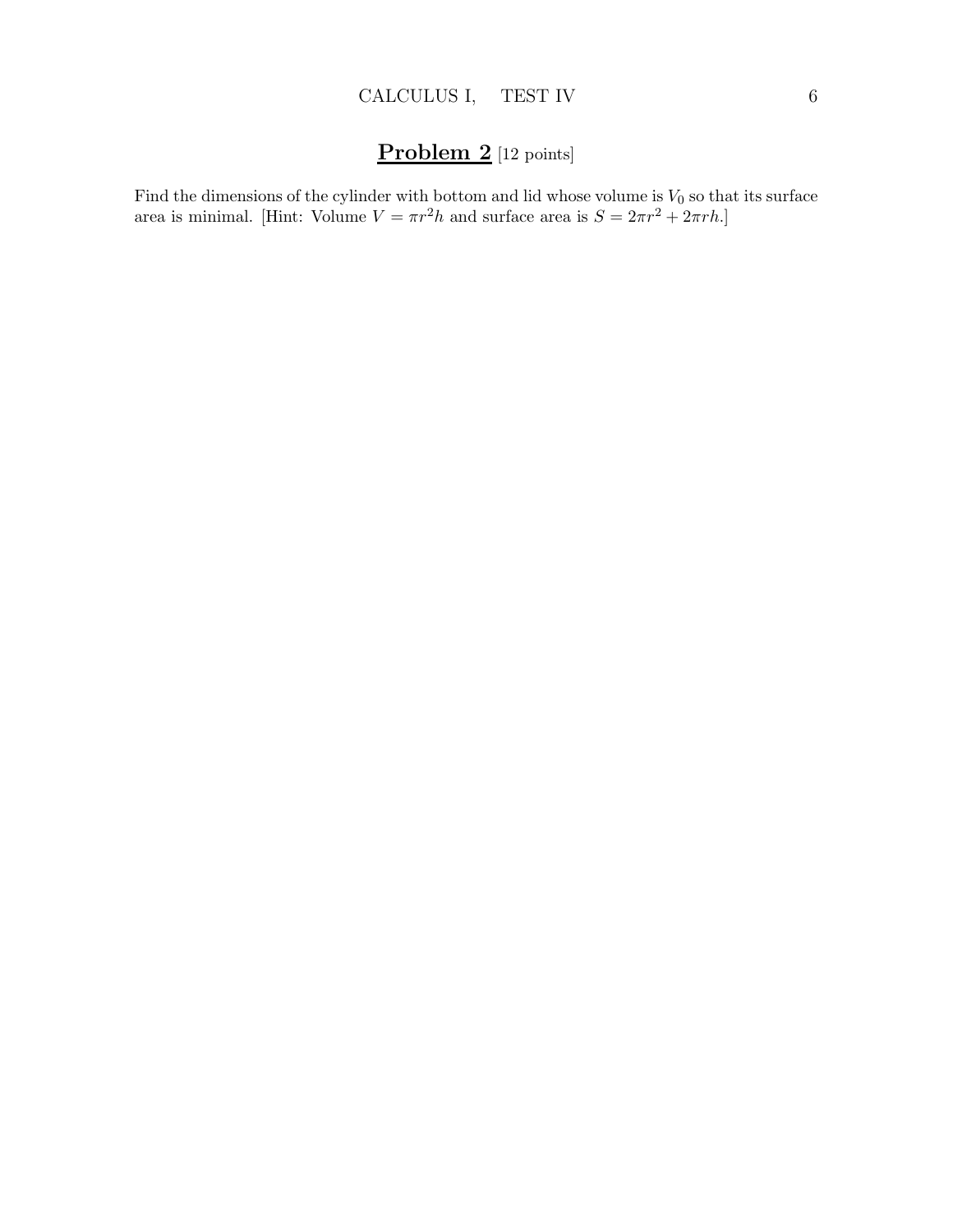## **Problem 2** [12 points]

Find the dimensions of the cylinder with bottom and lid whose volume is $V_0$ so that its surface area is minimal. [Hint: Volume $V = \pi r^2 h$ and surface area is $S = 2\pi r^2 + 2\pi r h$.]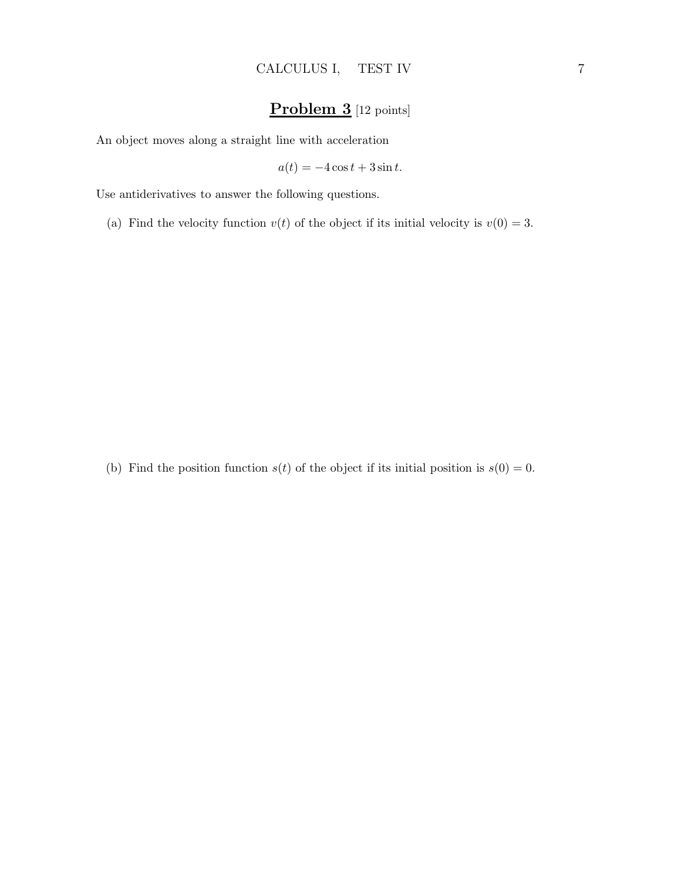## **Problem 3** [12 points]

An object moves along a straight line with acceleration

$$a(t) = -4\cos t + 3\sin t.$$

Use antiderivatives to answer the following questions.

(a) Find the velocity function $v(t)$ of the object if its initial velocity is $v(0) = 3$.

(b) Find the position function $s(t)$ of the object if its initial position is $s(0) = 0$.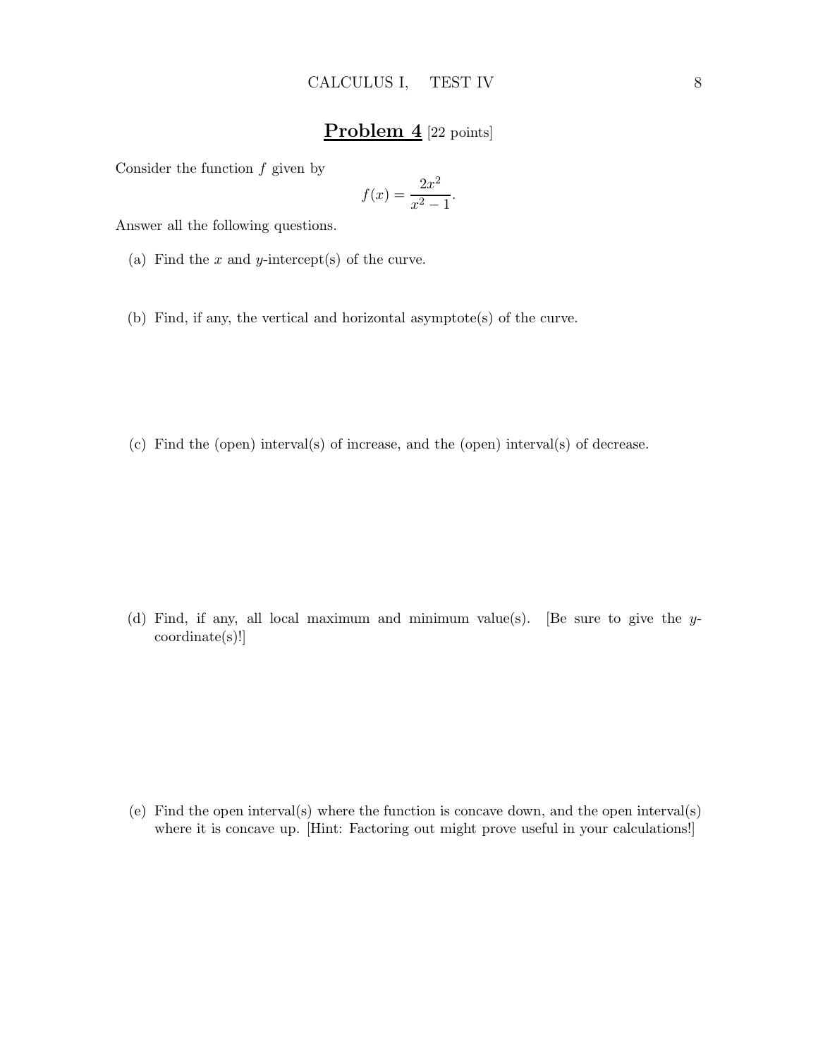## **Problem 4** [22 points]

Consider the function $f$ given by

$$f(x) = \frac{2x^2}{x^2 - 1}.$$

Answer all the following questions.

(a) Find the $x$ and $y$-intercept(s) of the curve.

(b) Find, if any, the vertical and horizontal asymptote(s) of the curve.

(c) Find the (open) interval(s) of increase, and the (open) interval(s) of decrease.

(d) Find, if any, all local maximum and minimum value(s). [Be sure to give the $y$-coordinate(s)!]

(e) Find the open interval(s) where the function is concave down, and the open interval(s) where it is concave up. [Hint: Factoring out might prove useful in your calculations!]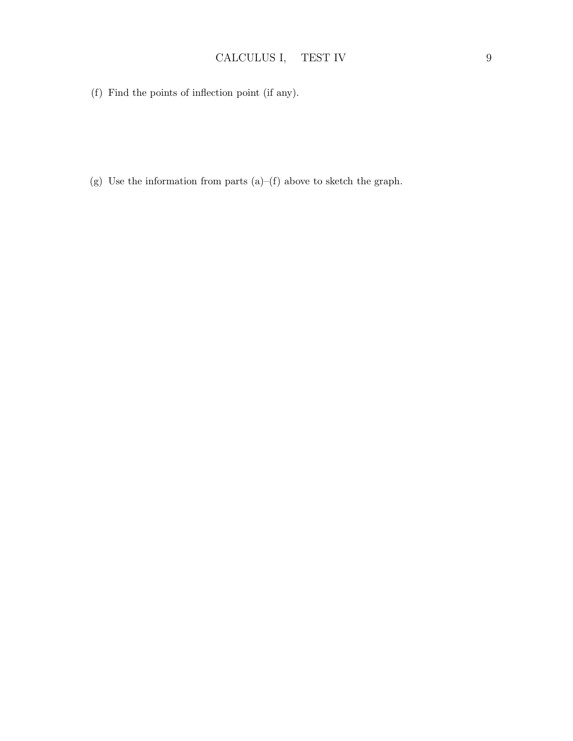(f) Find the points of inflection point (if any).

(g) Use the information from parts (a)–(f) above to sketch the graph.